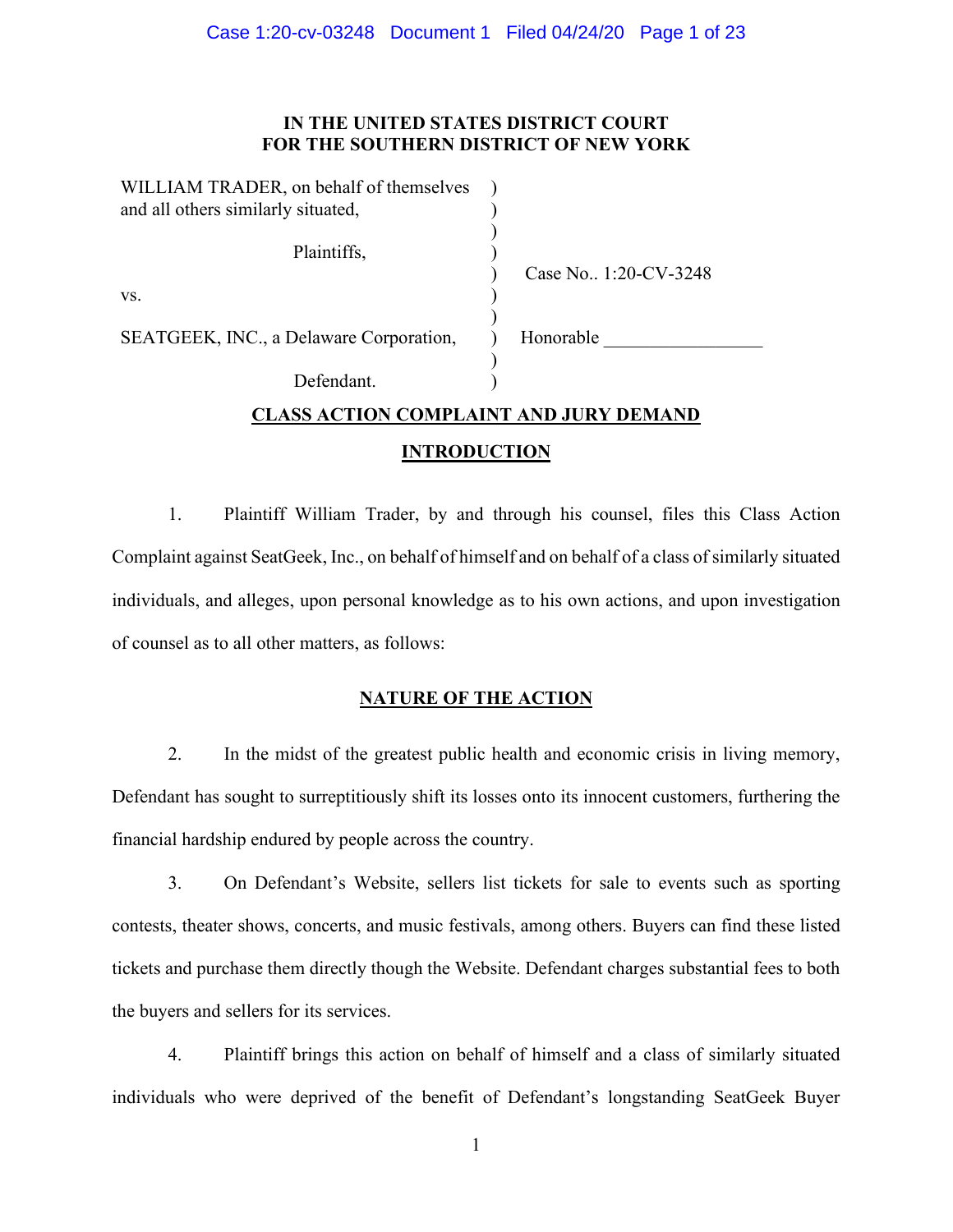**IN THE UNITED STATES DISTRICT COURT**
**FOR THE SOUTHERN DISTRICT OF NEW YORK**

| | | |
|---|---|---|
| WILLIAM TRADER, on behalf of themselves and all others similarly situated, | ) | |
| Plaintiffs, | ) | Case No.. 1:20-CV-3248 |
| vs. | ) | |
| SEATGEEK, INC., a Delaware Corporation, | ) | Honorable _________________ |
| Defendant. | ) | |

## CLASS ACTION COMPLAINT AND JURY DEMAND

## INTRODUCTION

1. Plaintiff William Trader, by and through his counsel, files this Class Action Complaint against SeatGeek, Inc., on behalf of himself and on behalf of a class of similarly situated individuals, and alleges, upon personal knowledge as to his own actions, and upon investigation of counsel as to all other matters, as follows:

## NATURE OF THE ACTION

2. In the midst of the greatest public health and economic crisis in living memory, Defendant has sought to surreptitiously shift its losses onto its innocent customers, furthering the financial hardship endured by people across the country.

3. On Defendant's Website, sellers list tickets for sale to events such as sporting contests, theater shows, concerts, and music festivals, among others. Buyers can find these listed tickets and purchase them directly though the Website. Defendant charges substantial fees to both the buyers and sellers for its services.

4. Plaintiff brings this action on behalf of himself and a class of similarly situated individuals who were deprived of the benefit of Defendant's longstanding SeatGeek Buyer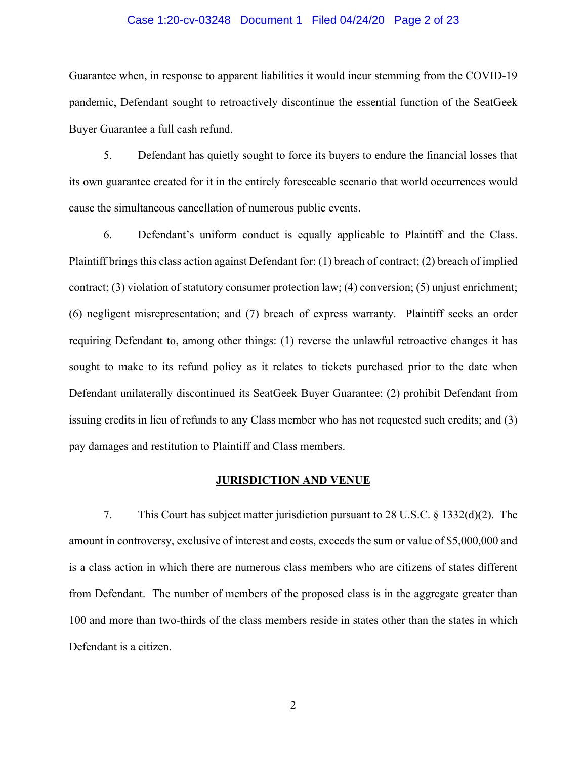Guarantee when, in response to apparent liabilities it would incur stemming from the COVID-19 pandemic, Defendant sought to retroactively discontinue the essential function of the SeatGeek Buyer Guarantee a full cash refund.

5. Defendant has quietly sought to force its buyers to endure the financial losses that its own guarantee created for it in the entirely foreseeable scenario that world occurrences would cause the simultaneous cancellation of numerous public events.

6. Defendant's uniform conduct is equally applicable to Plaintiff and the Class. Plaintiff brings this class action against Defendant for: (1) breach of contract; (2) breach of implied contract; (3) violation of statutory consumer protection law; (4) conversion; (5) unjust enrichment; (6) negligent misrepresentation; and (7) breach of express warranty. Plaintiff seeks an order requiring Defendant to, among other things: (1) reverse the unlawful retroactive changes it has sought to make to its refund policy as it relates to tickets purchased prior to the date when Defendant unilaterally discontinued its SeatGeek Buyer Guarantee; (2) prohibit Defendant from issuing credits in lieu of refunds to any Class member who has not requested such credits; and (3) pay damages and restitution to Plaintiff and Class members.

## JURISDICTION AND VENUE

7. This Court has subject matter jurisdiction pursuant to 28 U.S.C. § 1332(d)(2). The amount in controversy, exclusive of interest and costs, exceeds the sum or value of $5,000,000 and is a class action in which there are numerous class members who are citizens of states different from Defendant. The number of members of the proposed class is in the aggregate greater than 100 and more than two-thirds of the class members reside in states other than the states in which Defendant is a citizen.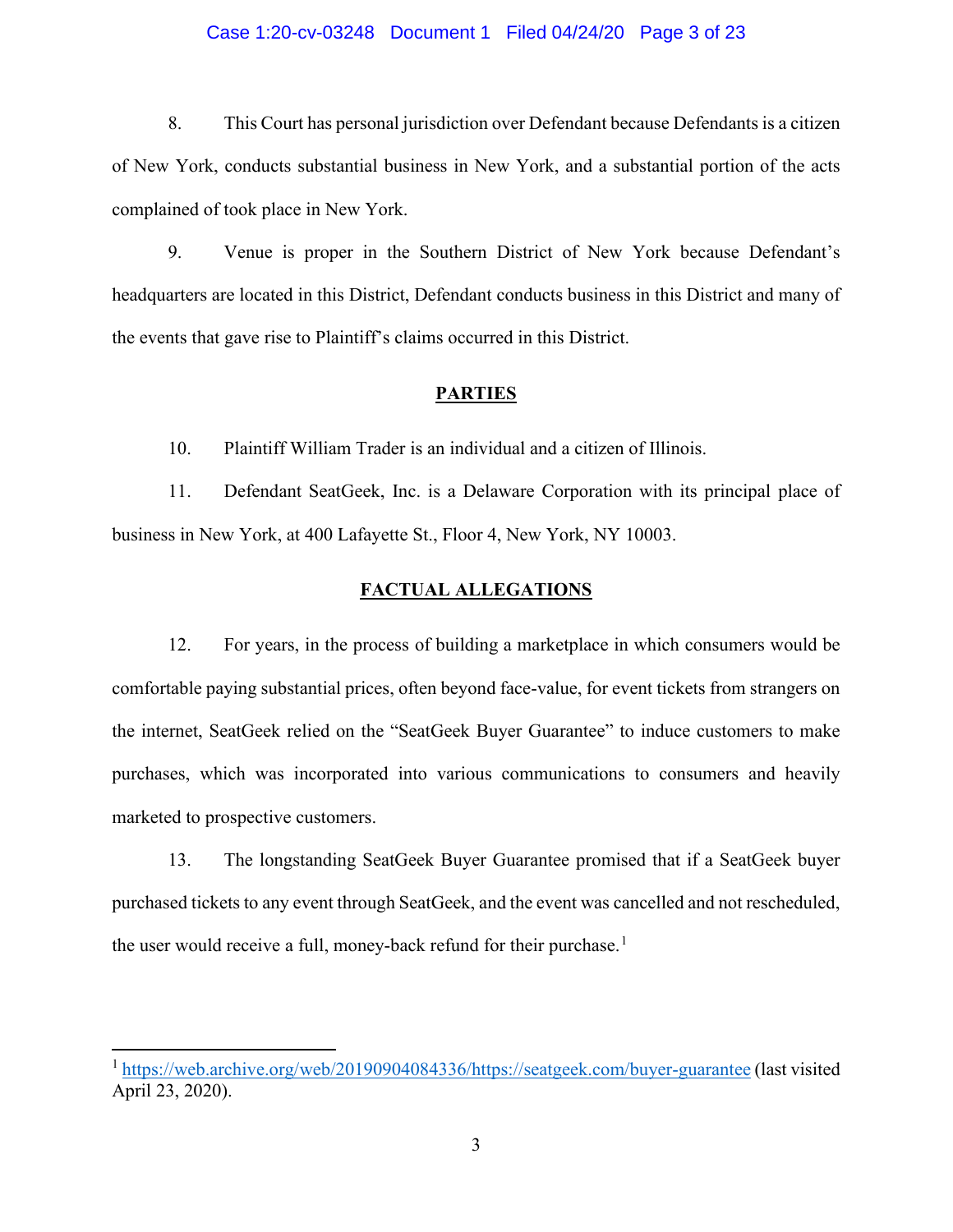8. This Court has personal jurisdiction over Defendant because Defendants is a citizen of New York, conducts substantial business in New York, and a substantial portion of the acts complained of took place in New York.

9. Venue is proper in the Southern District of New York because Defendant's headquarters are located in this District, Defendant conducts business in this District and many of the events that gave rise to Plaintiff's claims occurred in this District.

## PARTIES

10. Plaintiff William Trader is an individual and a citizen of Illinois.

11. Defendant SeatGeek, Inc. is a Delaware Corporation with its principal place of business in New York, at 400 Lafayette St., Floor 4, New York, NY 10003.

## FACTUAL ALLEGATIONS

12. For years, in the process of building a marketplace in which consumers would be comfortable paying substantial prices, often beyond face-value, for event tickets from strangers on the internet, SeatGeek relied on the "SeatGeek Buyer Guarantee" to induce customers to make purchases, which was incorporated into various communications to consumers and heavily marketed to prospective customers.

13. The longstanding SeatGeek Buyer Guarantee promised that if a SeatGeek buyer purchased tickets to any event through SeatGeek, and the event was cancelled and not rescheduled, the user would receive a full, money-back refund for their purchase.[1]

---

[1] https://web.archive.org/web/20190904084336/https://seatgeek.com/buyer-guarantee (last visited April 23, 2020).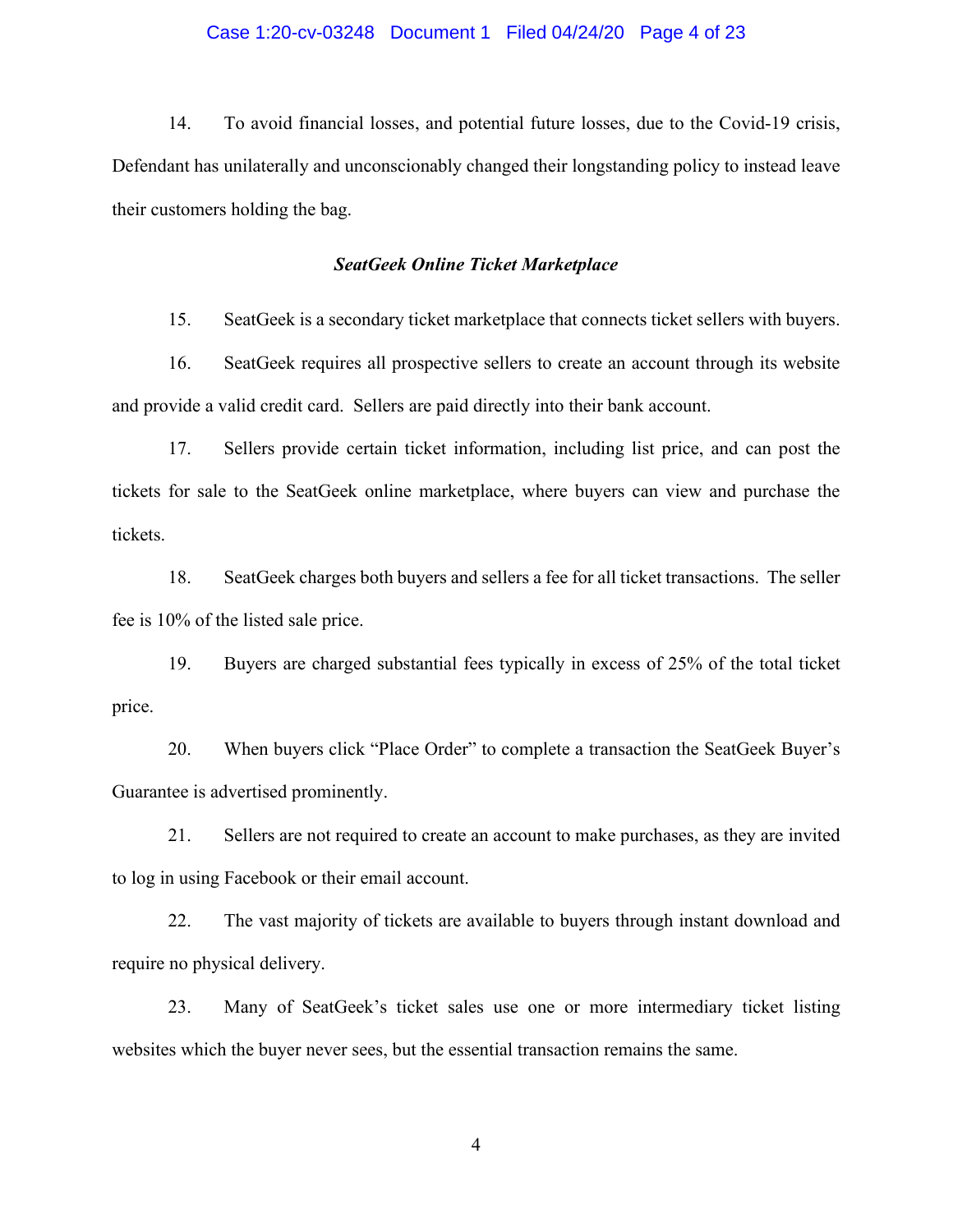14. To avoid financial losses, and potential future losses, due to the Covid-19 crisis, Defendant has unilaterally and unconscionably changed their longstanding policy to instead leave their customers holding the bag.

### ***SeatGeek Online Ticket Marketplace***

15. SeatGeek is a secondary ticket marketplace that connects ticket sellers with buyers.

16. SeatGeek requires all prospective sellers to create an account through its website and provide a valid credit card. Sellers are paid directly into their bank account.

17. Sellers provide certain ticket information, including list price, and can post the tickets for sale to the SeatGeek online marketplace, where buyers can view and purchase the tickets.

18. SeatGeek charges both buyers and sellers a fee for all ticket transactions. The seller fee is 10% of the listed sale price.

19. Buyers are charged substantial fees typically in excess of 25% of the total ticket price.

20. When buyers click "Place Order" to complete a transaction the SeatGeek Buyer's Guarantee is advertised prominently.

21. Sellers are not required to create an account to make purchases, as they are invited to log in using Facebook or their email account.

22. The vast majority of tickets are available to buyers through instant download and require no physical delivery.

23. Many of SeatGeek's ticket sales use one or more intermediary ticket listing websites which the buyer never sees, but the essential transaction remains the same.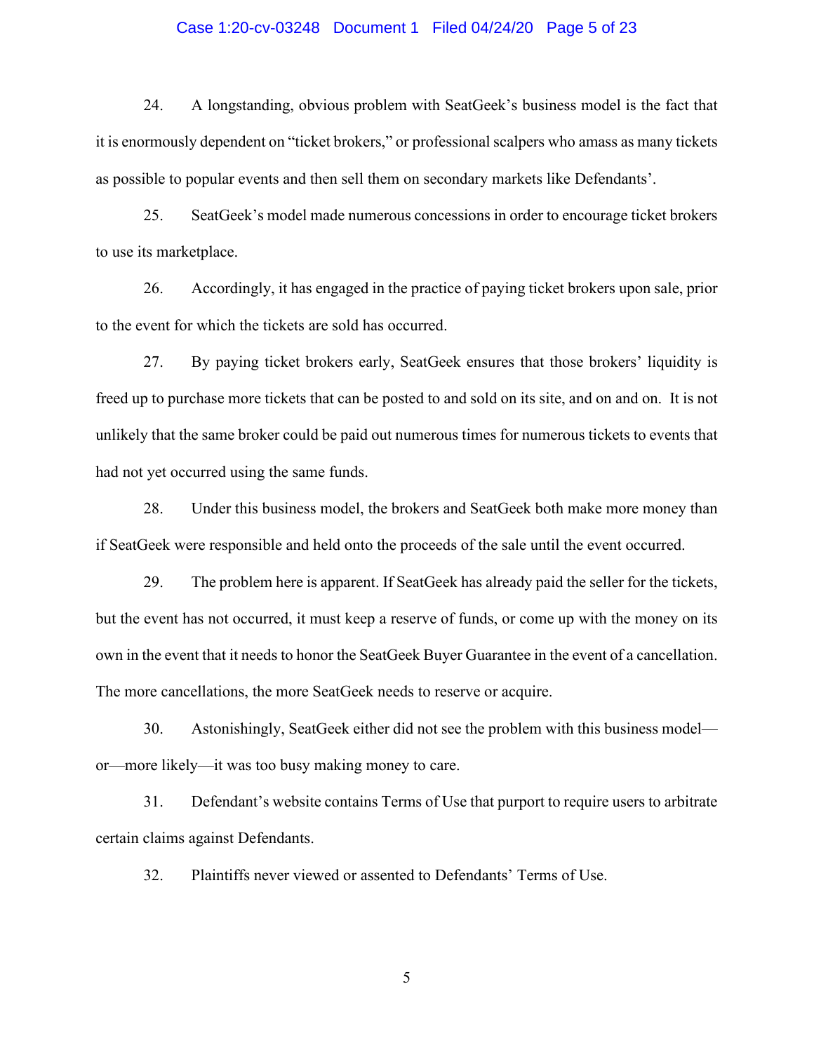24. A longstanding, obvious problem with SeatGeek's business model is the fact that it is enormously dependent on "ticket brokers," or professional scalpers who amass as many tickets as possible to popular events and then sell them on secondary markets like Defendants'.

25. SeatGeek's model made numerous concessions in order to encourage ticket brokers to use its marketplace.

26. Accordingly, it has engaged in the practice of paying ticket brokers upon sale, prior to the event for which the tickets are sold has occurred.

27. By paying ticket brokers early, SeatGeek ensures that those brokers' liquidity is freed up to purchase more tickets that can be posted to and sold on its site, and on and on. It is not unlikely that the same broker could be paid out numerous times for numerous tickets to events that had not yet occurred using the same funds.

28. Under this business model, the brokers and SeatGeek both make more money than if SeatGeek were responsible and held onto the proceeds of the sale until the event occurred.

29. The problem here is apparent. If SeatGeek has already paid the seller for the tickets, but the event has not occurred, it must keep a reserve of funds, or come up with the money on its own in the event that it needs to honor the SeatGeek Buyer Guarantee in the event of a cancellation. The more cancellations, the more SeatGeek needs to reserve or acquire.

30. Astonishingly, SeatGeek either did not see the problem with this business model—or—more likely—it was too busy making money to care.

31. Defendant's website contains Terms of Use that purport to require users to arbitrate certain claims against Defendants.

32. Plaintiffs never viewed or assented to Defendants' Terms of Use.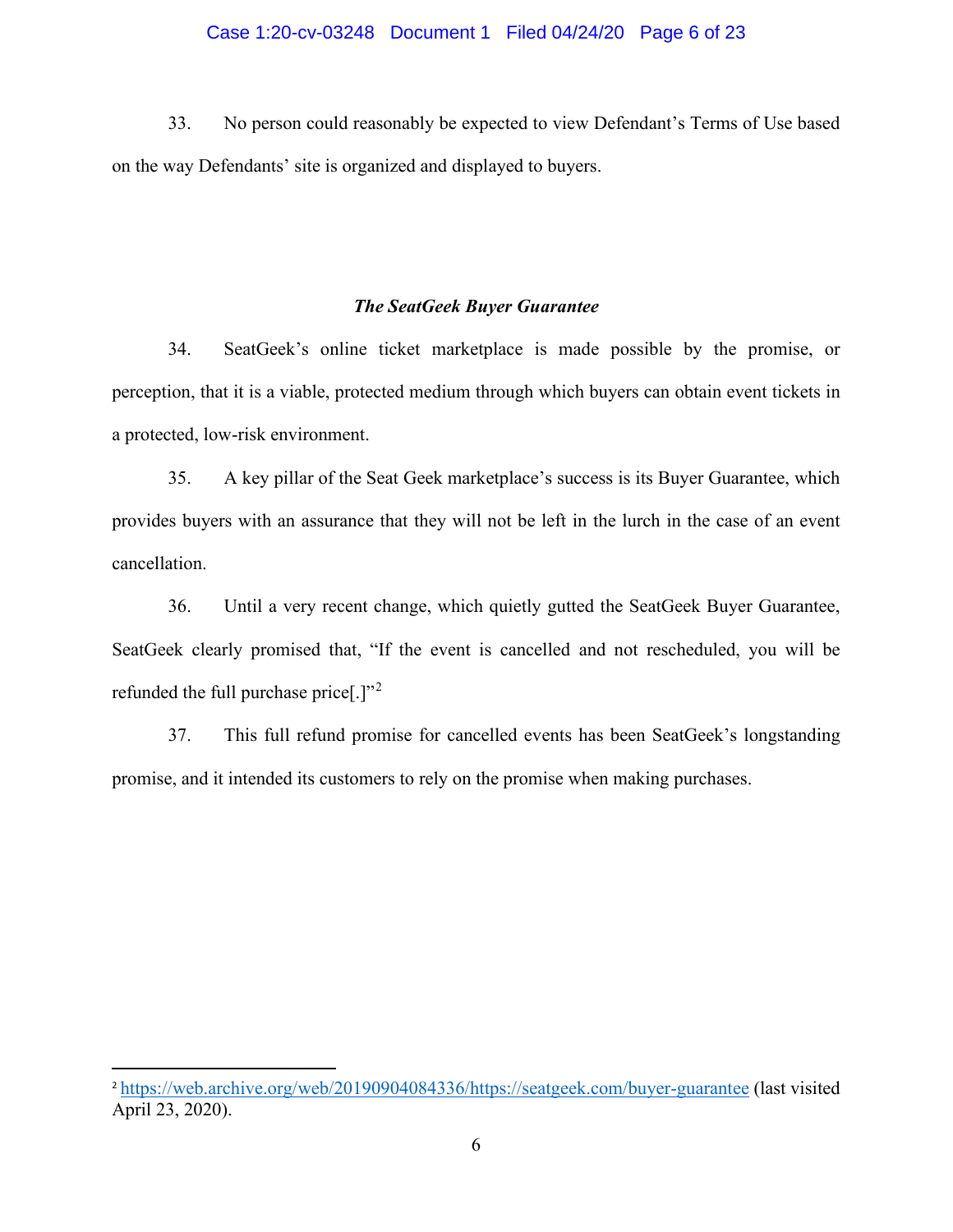33. No person could reasonably be expected to view Defendant's Terms of Use based on the way Defendants' site is organized and displayed to buyers.

### *The SeatGeek Buyer Guarantee*

34. SeatGeek's online ticket marketplace is made possible by the promise, or perception, that it is a viable, protected medium through which buyers can obtain event tickets in a protected, low-risk environment.

35. A key pillar of the Seat Geek marketplace's success is its Buyer Guarantee, which provides buyers with an assurance that they will not be left in the lurch in the case of an event cancellation.

36. Until a very recent change, which quietly gutted the SeatGeek Buyer Guarantee, SeatGeek clearly promised that, "If the event is cancelled and not rescheduled, you will be refunded the full purchase price[.]"[2]

37. This full refund promise for cancelled events has been SeatGeek's longstanding promise, and it intended its customers to rely on the promise when making purchases.

---

[2] https://web.archive.org/web/20190904084336/https://seatgeek.com/buyer-guarantee (last visited April 23, 2020).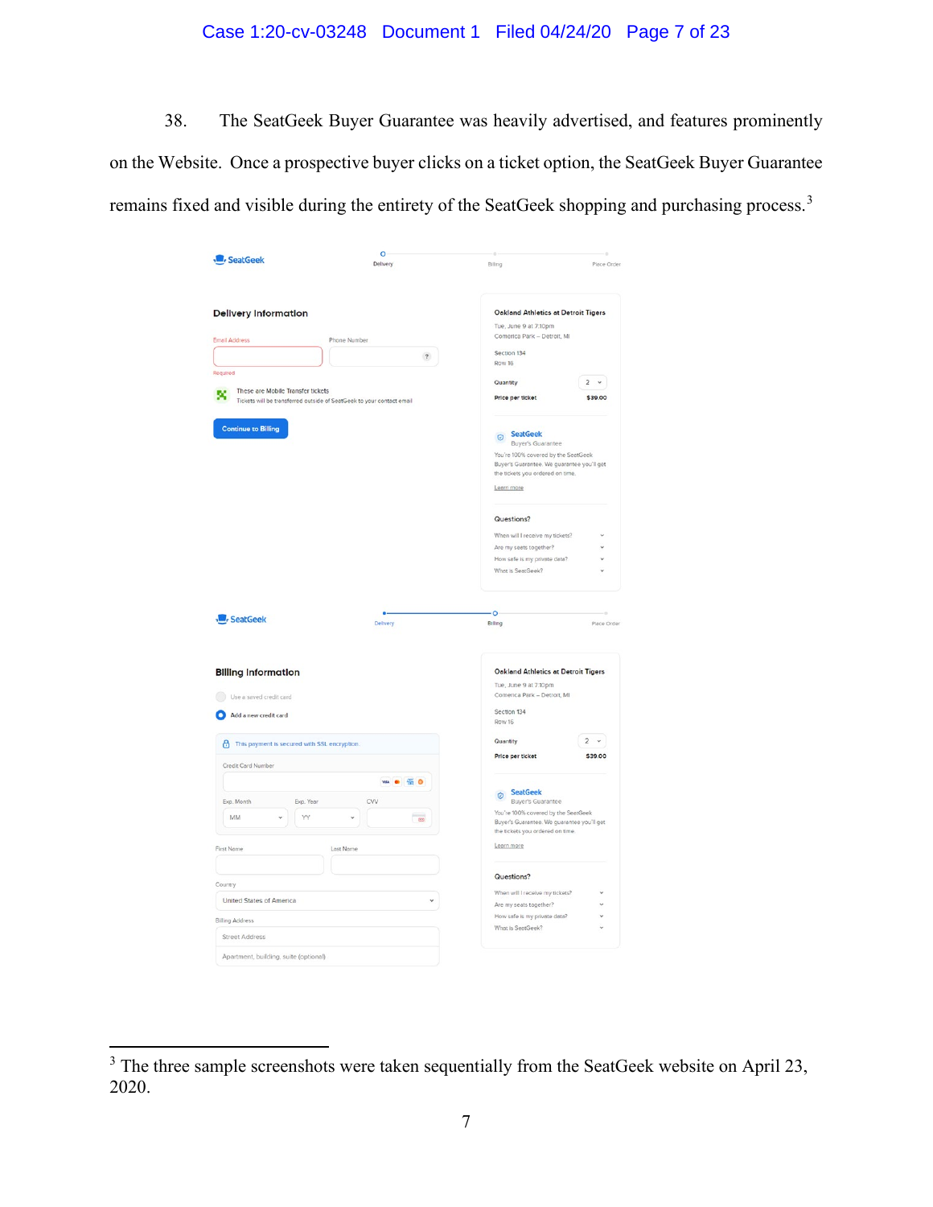38. The SeatGeek Buyer Guarantee was heavily advertised, and features prominently on the Website. Once a prospective buyer clicks on a ticket option, the SeatGeek Buyer Guarantee remains fixed and visible during the entirety of the SeatGeek shopping and purchasing process.[3]

SeatGeek

Delivery · Billing · Place Order

**Delivery Information**

Email Address

Required

Phone Number

These are Mobile Transfer tickets
Tickets will be transferred outside of SeatGeek to your contact email

Continue to Billing

Oakland Athletics at Detroit Tigers
Tue, June 9 at 7:10pm
Comerica Park – Detroit, MI

Section 134
Row 16

Quantity 2

Price per ticket $39.00

SeatGeek
Buyer's Guarantee
You're 100% covered by the SeatGeek Buyer's Guarantee. We guarantee you'll get the tickets you ordered on time.
Learn more

Questions?
When will I receive my tickets?
Are my seats together?
How safe is my private data?
What is SeatGeek?

SeatGeek

Delivery · Billing · Place Order

**Billing Information**

Use a saved credit card
Add a new credit card

This payment is secured with SSL encryption

Credit Card Number

Exp. Month MM
Exp. Year YY
CVV

First Name
Last Name

Country
United States of America

Billing Address
Street Address
Apartment, building, suite (optional)

Oakland Athletics at Detroit Tigers
Tue, June 9 at 7:10pm
Comerica Park – Detroit, MI

Section 134
Row 16

Quantity 2

Price per ticket $39.00

SeatGeek
Buyer's Guarantee
You're 100% covered by the SeatGeek Buyer's Guarantee. We guarantee you'll get the tickets you ordered on time.
Learn more

Questions?
When will I receive my tickets?
Are my seats together?
How safe is my private data?
What is SeatGeek?

---

[3] The three sample screenshots were taken sequentially from the SeatGeek website on April 23, 2020.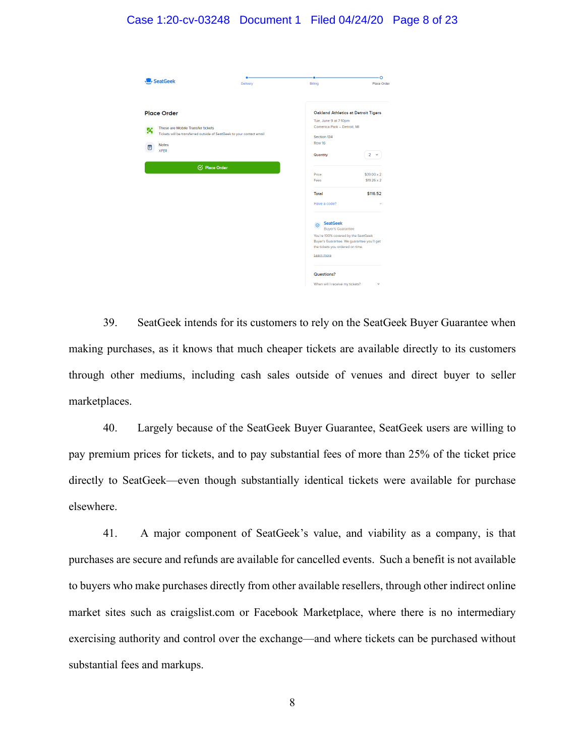SeatGeek

Delivery — Billing — Place Order

**Place Order**

These are Mobile Transfer tickets
Tickets will be transferred outside of SeatGeek to your contact email

Notes
XFER

Place Order

**Oakland Athletics at Detroit Tigers**
Tue, June 9 at 7:10pm
Comerica Park – Detroit, MI

Section 134
Row 16

Quantity 2

Price $39.00 x 2
Fees $19.26 x 2

Total $116.52

Have a code?

SeatGeek
Buyer's Guarantee
You're 100% covered by the SeatGeek Buyer's Guarantee. We guarantee you'll get the tickets you ordered on time.
Learn more

Questions?
When will I receive my tickets?

39. SeatGeek intends for its customers to rely on the SeatGeek Buyer Guarantee when making purchases, as it knows that much cheaper tickets are available directly to its customers through other mediums, including cash sales outside of venues and direct buyer to seller marketplaces.

40. Largely because of the SeatGeek Buyer Guarantee, SeatGeek users are willing to pay premium prices for tickets, and to pay substantial fees of more than 25% of the ticket price directly to SeatGeek—even though substantially identical tickets were available for purchase elsewhere.

41. A major component of SeatGeek's value, and viability as a company, is that purchases are secure and refunds are available for cancelled events. Such a benefit is not available to buyers who make purchases directly from other available resellers, through other indirect online market sites such as craigslist.com or Facebook Marketplace, where there is no intermediary exercising authority and control over the exchange—and where tickets can be purchased without substantial fees and markups.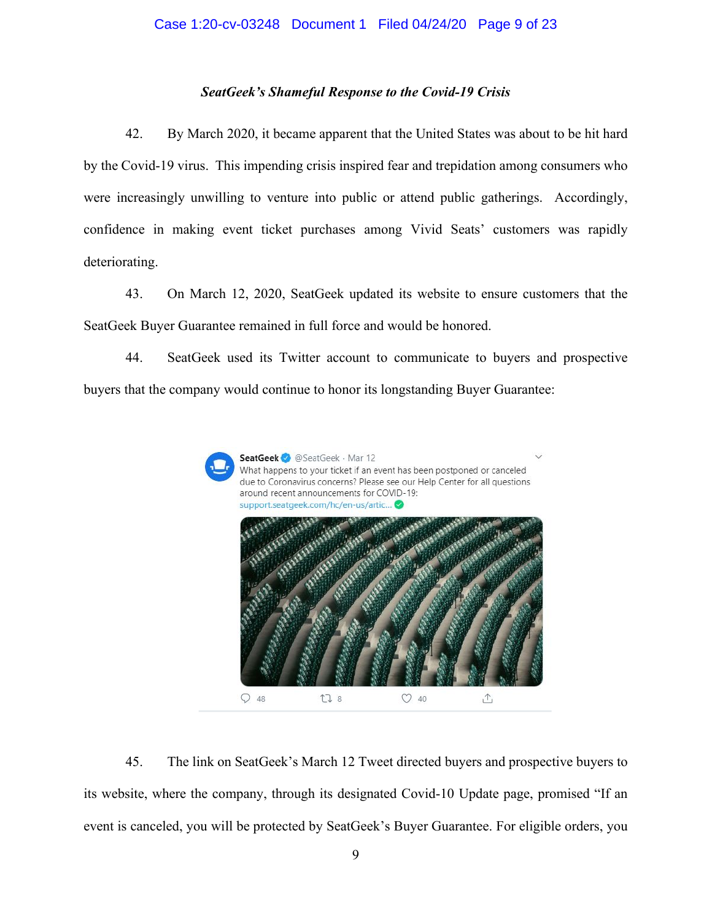### *SeatGeek's Shameful Response to the Covid-19 Crisis*

42. By March 2020, it became apparent that the United States was about to be hit hard by the Covid-19 virus. This impending crisis inspired fear and trepidation among consumers who were increasingly unwilling to venture into public or attend public gatherings. Accordingly, confidence in making event ticket purchases among Vivid Seats' customers was rapidly deteriorating.

43. On March 12, 2020, SeatGeek updated its website to ensure customers that the SeatGeek Buyer Guarantee remained in full force and would be honored.

44. SeatGeek used its Twitter account to communicate to buyers and prospective buyers that the company would continue to honor its longstanding Buyer Guarantee:

> **SeatGeek** @SeatGeek · Mar 12
> What happens to your ticket if an event has been postponed or canceled due to Coronavirus concerns? Please see our Help Center for all questions around recent announcements for COVID-19:
> support.seatgeek.com/hc/en-us/artic...
>
> 48 | 8 | 40

45. The link on SeatGeek's March 12 Tweet directed buyers and prospective buyers to its website, where the company, through its designated Covid-10 Update page, promised "If an event is canceled, you will be protected by SeatGeek's Buyer Guarantee. For eligible orders, you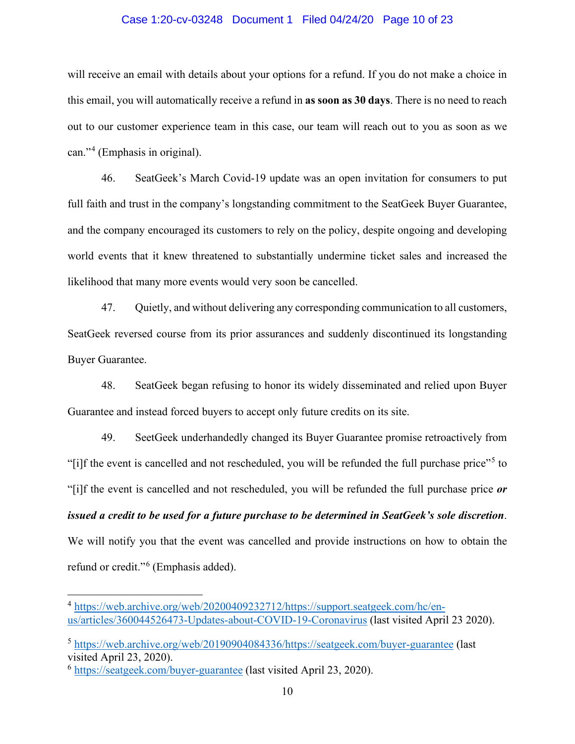will receive an email with details about your options for a refund. If you do not make a choice in this email, you will automatically receive a refund in **as soon as 30 days**. There is no need to reach out to our customer experience team in this case, our team will reach out to you as soon as we can."[4] (Emphasis in original).

46. SeatGeek's March Covid-19 update was an open invitation for consumers to put full faith and trust in the company's longstanding commitment to the SeatGeek Buyer Guarantee, and the company encouraged its customers to rely on the policy, despite ongoing and developing world events that it knew threatened to substantially undermine ticket sales and increased the likelihood that many more events would very soon be cancelled.

47. Quietly, and without delivering any corresponding communication to all customers, SeatGeek reversed course from its prior assurances and suddenly discontinued its longstanding Buyer Guarantee.

48. SeatGeek began refusing to honor its widely disseminated and relied upon Buyer Guarantee and instead forced buyers to accept only future credits on its site.

49. SeetGeek underhandedly changed its Buyer Guarantee promise retroactively from "[i]f the event is cancelled and not rescheduled, you will be refunded the full purchase price"[5] to "[i]f the event is cancelled and not rescheduled, you will be refunded the full purchase price ***or issued a credit to be used for a future purchase to be determined in SeatGeek's sole discretion***. We will notify you that the event was cancelled and provide instructions on how to obtain the refund or credit."[6] (Emphasis added).

---

[4] https://web.archive.org/web/20200409232712/https://support.seatgeek.com/hc/en-us/articles/360044526473-Updates-about-COVID-19-Coronavirus (last visited April 23 2020).

[5] https://web.archive.org/web/20190904084336/https://seatgeek.com/buyer-guarantee (last visited April 23, 2020).

[6] https://seatgeek.com/buyer-guarantee (last visited April 23, 2020).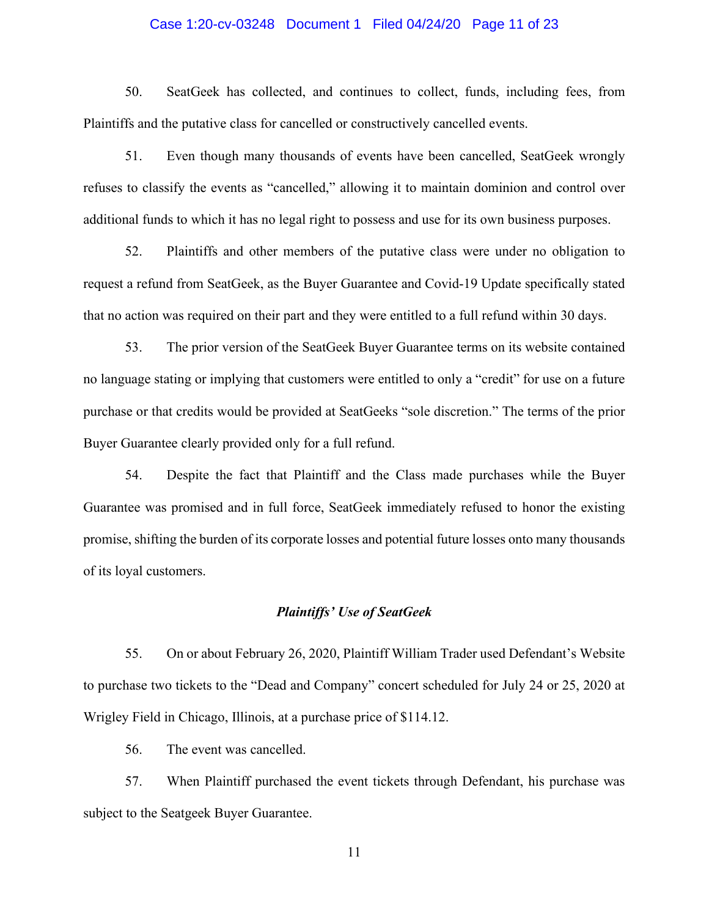50. SeatGeek has collected, and continues to collect, funds, including fees, from Plaintiffs and the putative class for cancelled or constructively cancelled events.

51. Even though many thousands of events have been cancelled, SeatGeek wrongly refuses to classify the events as "cancelled," allowing it to maintain dominion and control over additional funds to which it has no legal right to possess and use for its own business purposes.

52. Plaintiffs and other members of the putative class were under no obligation to request a refund from SeatGeek, as the Buyer Guarantee and Covid-19 Update specifically stated that no action was required on their part and they were entitled to a full refund within 30 days.

53. The prior version of the SeatGeek Buyer Guarantee terms on its website contained no language stating or implying that customers were entitled to only a "credit" for use on a future purchase or that credits would be provided at SeatGeeks "sole discretion." The terms of the prior Buyer Guarantee clearly provided only for a full refund.

54. Despite the fact that Plaintiff and the Class made purchases while the Buyer Guarantee was promised and in full force, SeatGeek immediately refused to honor the existing promise, shifting the burden of its corporate losses and potential future losses onto many thousands of its loyal customers.

***Plaintiffs' Use of SeatGeek***

55. On or about February 26, 2020, Plaintiff William Trader used Defendant's Website to purchase two tickets to the "Dead and Company" concert scheduled for July 24 or 25, 2020 at Wrigley Field in Chicago, Illinois, at a purchase price of $114.12.

56. The event was cancelled.

57. When Plaintiff purchased the event tickets through Defendant, his purchase was subject to the Seatgeek Buyer Guarantee.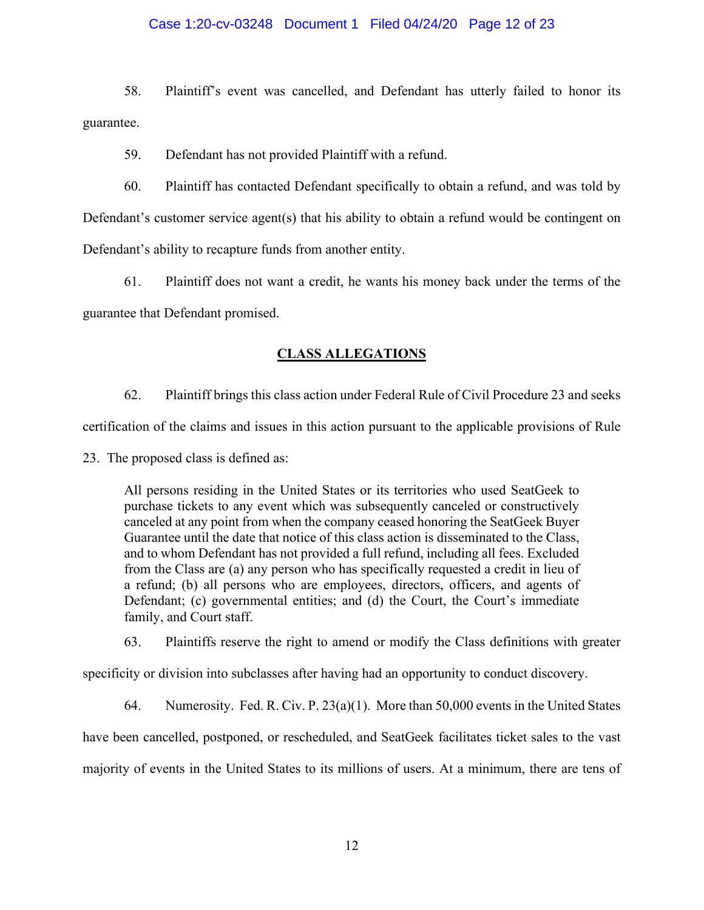58. Plaintiff's event was cancelled, and Defendant has utterly failed to honor its guarantee.

59. Defendant has not provided Plaintiff with a refund.

60. Plaintiff has contacted Defendant specifically to obtain a refund, and was told by Defendant's customer service agent(s) that his ability to obtain a refund would be contingent on Defendant's ability to recapture funds from another entity.

61. Plaintiff does not want a credit, he wants his money back under the terms of the guarantee that Defendant promised.

## CLASS ALLEGATIONS

62. Plaintiff brings this class action under Federal Rule of Civil Procedure 23 and seeks certification of the claims and issues in this action pursuant to the applicable provisions of Rule 23. The proposed class is defined as:

> All persons residing in the United States or its territories who used SeatGeek to purchase tickets to any event which was subsequently canceled or constructively canceled at any point from when the company ceased honoring the SeatGeek Buyer Guarantee until the date that notice of this class action is disseminated to the Class, and to whom Defendant has not provided a full refund, including all fees. Excluded from the Class are (a) any person who has specifically requested a credit in lieu of a refund; (b) all persons who are employees, directors, officers, and agents of Defendant; (c) governmental entities; and (d) the Court, the Court's immediate family, and Court staff.

63. Plaintiffs reserve the right to amend or modify the Class definitions with greater specificity or division into subclasses after having had an opportunity to conduct discovery.

64. Numerosity. Fed. R. Civ. P. 23(a)(1). More than 50,000 events in the United States have been cancelled, postponed, or rescheduled, and SeatGeek facilitates ticket sales to the vast majority of events in the United States to its millions of users. At a minimum, there are tens of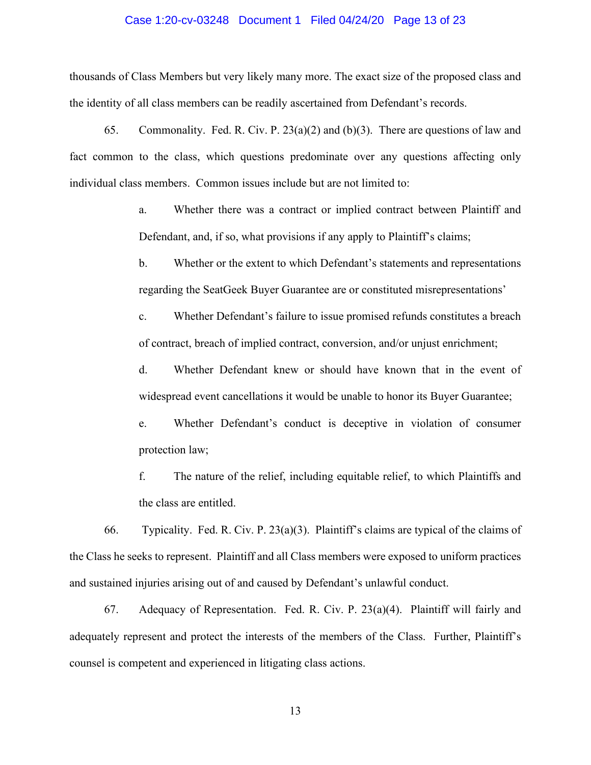thousands of Class Members but very likely many more. The exact size of the proposed class and the identity of all class members can be readily ascertained from Defendant's records.

65. Commonality. Fed. R. Civ. P. 23(a)(2) and (b)(3). There are questions of law and fact common to the class, which questions predominate over any questions affecting only individual class members. Common issues include but are not limited to:

> a. Whether there was a contract or implied contract between Plaintiff and Defendant, and, if so, what provisions if any apply to Plaintiff's claims;
>
> b. Whether or the extent to which Defendant's statements and representations regarding the SeatGeek Buyer Guarantee are or constituted misrepresentations'
>
> c. Whether Defendant's failure to issue promised refunds constitutes a breach of contract, breach of implied contract, conversion, and/or unjust enrichment;
>
> d. Whether Defendant knew or should have known that in the event of widespread event cancellations it would be unable to honor its Buyer Guarantee;
>
> e. Whether Defendant's conduct is deceptive in violation of consumer protection law;
>
> f. The nature of the relief, including equitable relief, to which Plaintiffs and the class are entitled.

66. Typicality. Fed. R. Civ. P. 23(a)(3). Plaintiff's claims are typical of the claims of the Class he seeks to represent. Plaintiff and all Class members were exposed to uniform practices and sustained injuries arising out of and caused by Defendant's unlawful conduct.

67. Adequacy of Representation. Fed. R. Civ. P. 23(a)(4). Plaintiff will fairly and adequately represent and protect the interests of the members of the Class. Further, Plaintiff's counsel is competent and experienced in litigating class actions.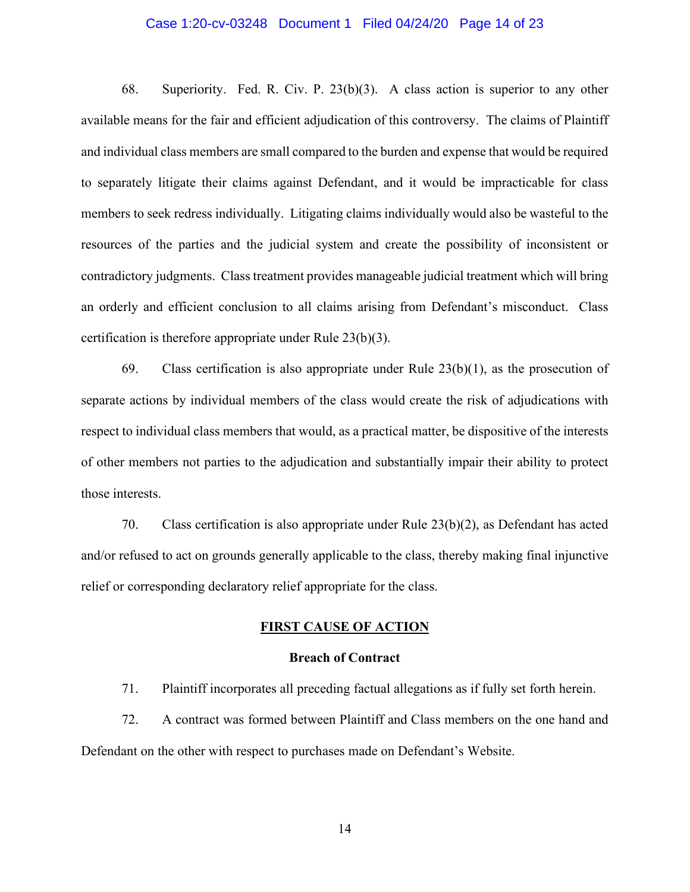68. Superiority. Fed. R. Civ. P. 23(b)(3). A class action is superior to any other available means for the fair and efficient adjudication of this controversy. The claims of Plaintiff and individual class members are small compared to the burden and expense that would be required to separately litigate their claims against Defendant, and it would be impracticable for class members to seek redress individually. Litigating claims individually would also be wasteful to the resources of the parties and the judicial system and create the possibility of inconsistent or contradictory judgments. Class treatment provides manageable judicial treatment which will bring an orderly and efficient conclusion to all claims arising from Defendant's misconduct. Class certification is therefore appropriate under Rule 23(b)(3).

69. Class certification is also appropriate under Rule 23(b)(1), as the prosecution of separate actions by individual members of the class would create the risk of adjudications with respect to individual class members that would, as a practical matter, be dispositive of the interests of other members not parties to the adjudication and substantially impair their ability to protect those interests.

70. Class certification is also appropriate under Rule 23(b)(2), as Defendant has acted and/or refused to act on grounds generally applicable to the class, thereby making final injunctive relief or corresponding declaratory relief appropriate for the class.

## FIRST CAUSE OF ACTION

### Breach of Contract

71. Plaintiff incorporates all preceding factual allegations as if fully set forth herein.

72. A contract was formed between Plaintiff and Class members on the one hand and Defendant on the other with respect to purchases made on Defendant's Website.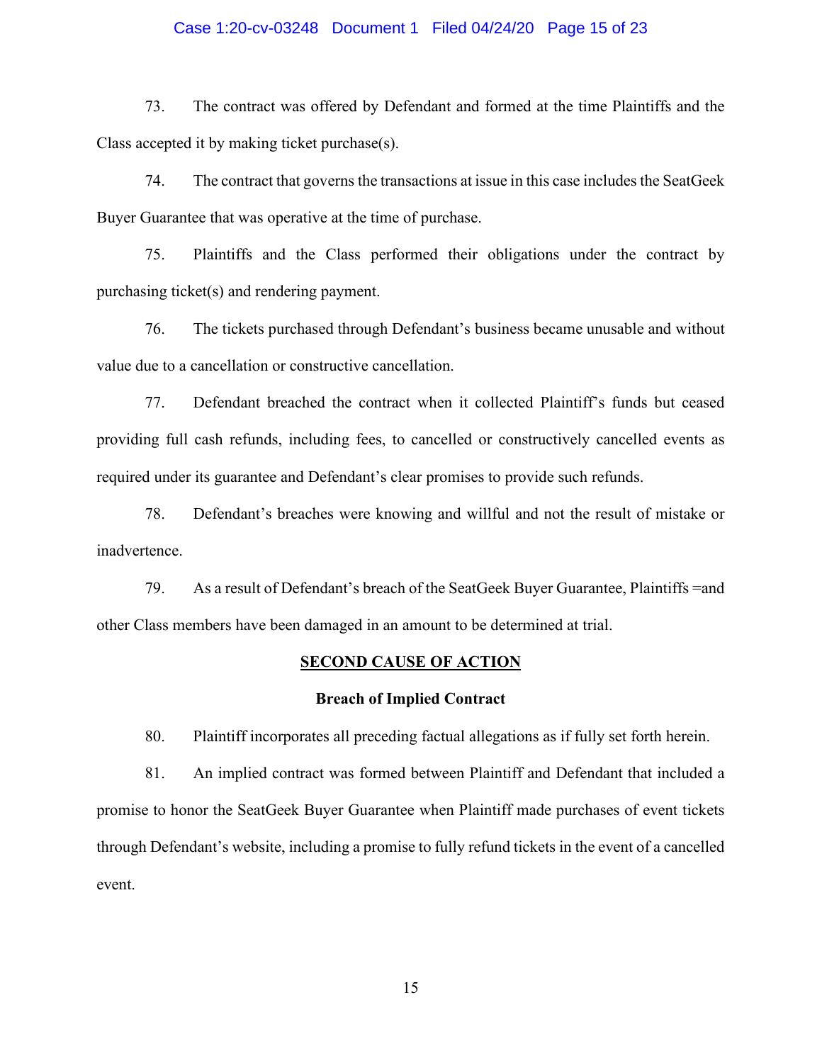73. The contract was offered by Defendant and formed at the time Plaintiffs and the Class accepted it by making ticket purchase(s).

74. The contract that governs the transactions at issue in this case includes the SeatGeek Buyer Guarantee that was operative at the time of purchase.

75. Plaintiffs and the Class performed their obligations under the contract by purchasing ticket(s) and rendering payment.

76. The tickets purchased through Defendant's business became unusable and without value due to a cancellation or constructive cancellation.

77. Defendant breached the contract when it collected Plaintiff's funds but ceased providing full cash refunds, including fees, to cancelled or constructively cancelled events as required under its guarantee and Defendant's clear promises to provide such refunds.

78. Defendant's breaches were knowing and willful and not the result of mistake or inadvertence.

79. As a result of Defendant's breach of the SeatGeek Buyer Guarantee, Plaintiffs =and other Class members have been damaged in an amount to be determined at trial.

## SECOND CAUSE OF ACTION

### Breach of Implied Contract

80. Plaintiff incorporates all preceding factual allegations as if fully set forth herein.

81. An implied contract was formed between Plaintiff and Defendant that included a promise to honor the SeatGeek Buyer Guarantee when Plaintiff made purchases of event tickets through Defendant's website, including a promise to fully refund tickets in the event of a cancelled event.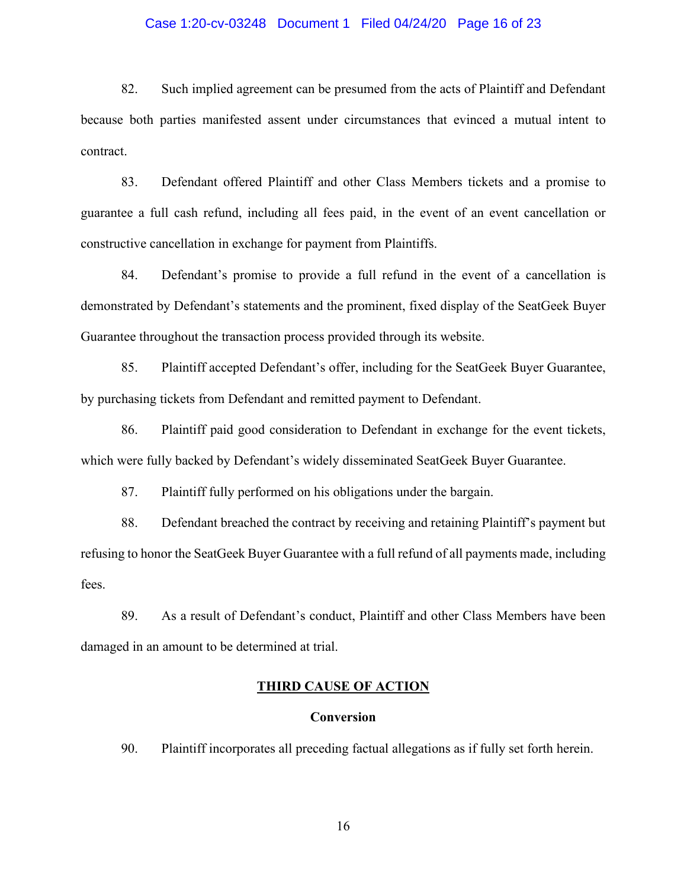82. Such implied agreement can be presumed from the acts of Plaintiff and Defendant because both parties manifested assent under circumstances that evinced a mutual intent to contract.

83. Defendant offered Plaintiff and other Class Members tickets and a promise to guarantee a full cash refund, including all fees paid, in the event of an event cancellation or constructive cancellation in exchange for payment from Plaintiffs.

84. Defendant's promise to provide a full refund in the event of a cancellation is demonstrated by Defendant's statements and the prominent, fixed display of the SeatGeek Buyer Guarantee throughout the transaction process provided through its website.

85. Plaintiff accepted Defendant's offer, including for the SeatGeek Buyer Guarantee, by purchasing tickets from Defendant and remitted payment to Defendant.

86. Plaintiff paid good consideration to Defendant in exchange for the event tickets, which were fully backed by Defendant's widely disseminated SeatGeek Buyer Guarantee.

87. Plaintiff fully performed on his obligations under the bargain.

88. Defendant breached the contract by receiving and retaining Plaintiff's payment but refusing to honor the SeatGeek Buyer Guarantee with a full refund of all payments made, including fees.

89. As a result of Defendant's conduct, Plaintiff and other Class Members have been damaged in an amount to be determined at trial.

## THIRD CAUSE OF ACTION

### Conversion

90. Plaintiff incorporates all preceding factual allegations as if fully set forth herein.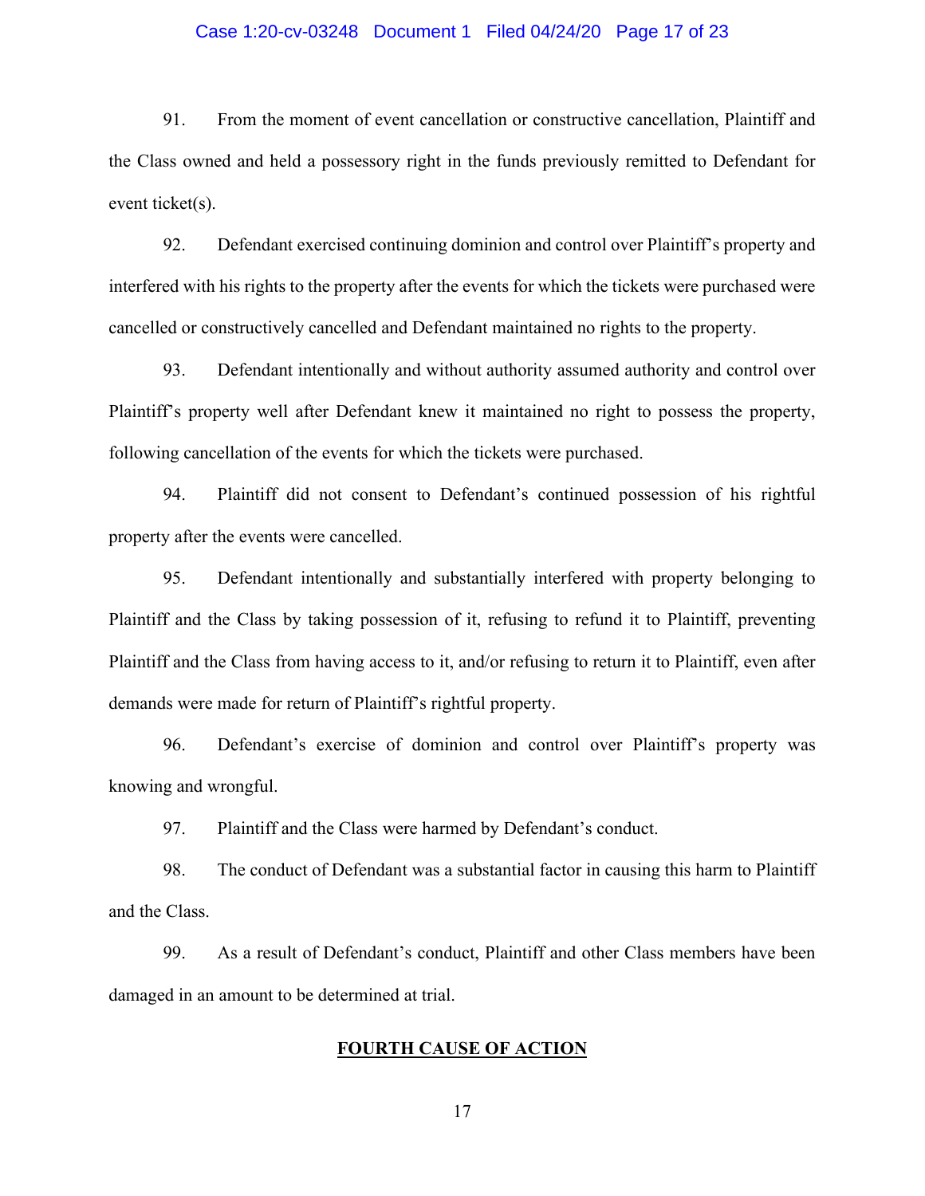91. From the moment of event cancellation or constructive cancellation, Plaintiff and the Class owned and held a possessory right in the funds previously remitted to Defendant for event ticket(s).

92. Defendant exercised continuing dominion and control over Plaintiff's property and interfered with his rights to the property after the events for which the tickets were purchased were cancelled or constructively cancelled and Defendant maintained no rights to the property.

93. Defendant intentionally and without authority assumed authority and control over Plaintiff's property well after Defendant knew it maintained no right to possess the property, following cancellation of the events for which the tickets were purchased.

94. Plaintiff did not consent to Defendant's continued possession of his rightful property after the events were cancelled.

95. Defendant intentionally and substantially interfered with property belonging to Plaintiff and the Class by taking possession of it, refusing to refund it to Plaintiff, preventing Plaintiff and the Class from having access to it, and/or refusing to return it to Plaintiff, even after demands were made for return of Plaintiff's rightful property.

96. Defendant's exercise of dominion and control over Plaintiff's property was knowing and wrongful.

97. Plaintiff and the Class were harmed by Defendant's conduct.

98. The conduct of Defendant was a substantial factor in causing this harm to Plaintiff and the Class.

99. As a result of Defendant's conduct, Plaintiff and other Class members have been damaged in an amount to be determined at trial.

## FOURTH CAUSE OF ACTION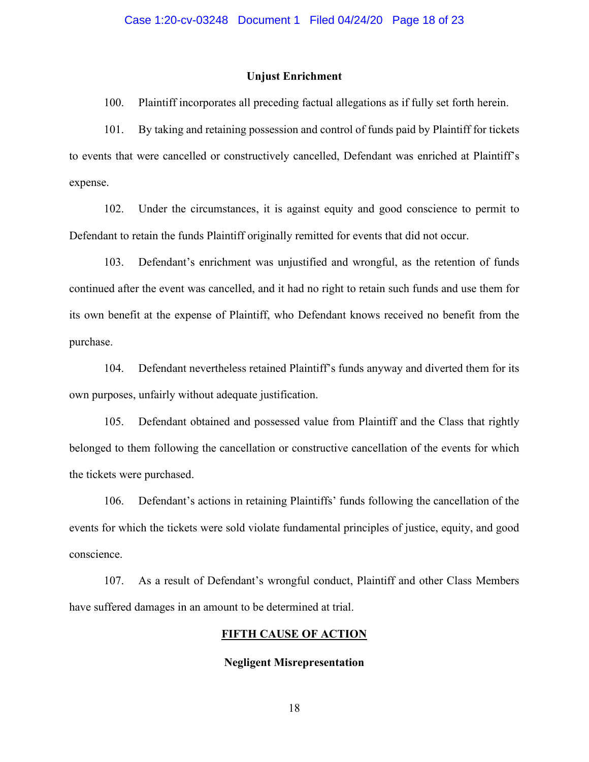**Unjust Enrichment**

100. Plaintiff incorporates all preceding factual allegations as if fully set forth herein.

101. By taking and retaining possession and control of funds paid by Plaintiff for tickets to events that were cancelled or constructively cancelled, Defendant was enriched at Plaintiff's expense.

102. Under the circumstances, it is against equity and good conscience to permit to Defendant to retain the funds Plaintiff originally remitted for events that did not occur.

103. Defendant's enrichment was unjustified and wrongful, as the retention of funds continued after the event was cancelled, and it had no right to retain such funds and use them for its own benefit at the expense of Plaintiff, who Defendant knows received no benefit from the purchase.

104. Defendant nevertheless retained Plaintiff's funds anyway and diverted them for its own purposes, unfairly without adequate justification.

105. Defendant obtained and possessed value from Plaintiff and the Class that rightly belonged to them following the cancellation or constructive cancellation of the events for which the tickets were purchased.

106. Defendant's actions in retaining Plaintiffs' funds following the cancellation of the events for which the tickets were sold violate fundamental principles of justice, equity, and good conscience.

107. As a result of Defendant's wrongful conduct, Plaintiff and other Class Members have suffered damages in an amount to be determined at trial.

## FIFTH CAUSE OF ACTION

**Negligent Misrepresentation**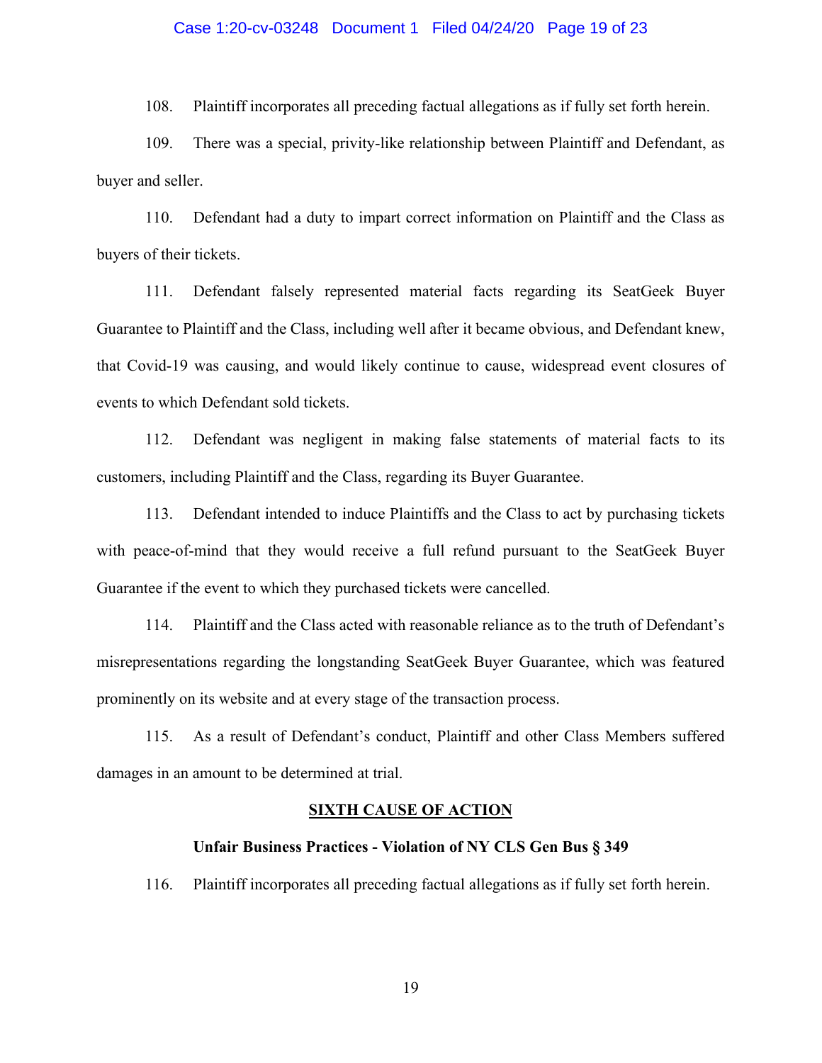108. Plaintiff incorporates all preceding factual allegations as if fully set forth herein.

109. There was a special, privity-like relationship between Plaintiff and Defendant, as buyer and seller.

110. Defendant had a duty to impart correct information on Plaintiff and the Class as buyers of their tickets.

111. Defendant falsely represented material facts regarding its SeatGeek Buyer Guarantee to Plaintiff and the Class, including well after it became obvious, and Defendant knew, that Covid-19 was causing, and would likely continue to cause, widespread event closures of events to which Defendant sold tickets.

112. Defendant was negligent in making false statements of material facts to its customers, including Plaintiff and the Class, regarding its Buyer Guarantee.

113. Defendant intended to induce Plaintiffs and the Class to act by purchasing tickets with peace-of-mind that they would receive a full refund pursuant to the SeatGeek Buyer Guarantee if the event to which they purchased tickets were cancelled.

114. Plaintiff and the Class acted with reasonable reliance as to the truth of Defendant's misrepresentations regarding the longstanding SeatGeek Buyer Guarantee, which was featured prominently on its website and at every stage of the transaction process.

115. As a result of Defendant's conduct, Plaintiff and other Class Members suffered damages in an amount to be determined at trial.

## SIXTH CAUSE OF ACTION

### Unfair Business Practices - Violation of NY CLS Gen Bus § 349

116. Plaintiff incorporates all preceding factual allegations as if fully set forth herein.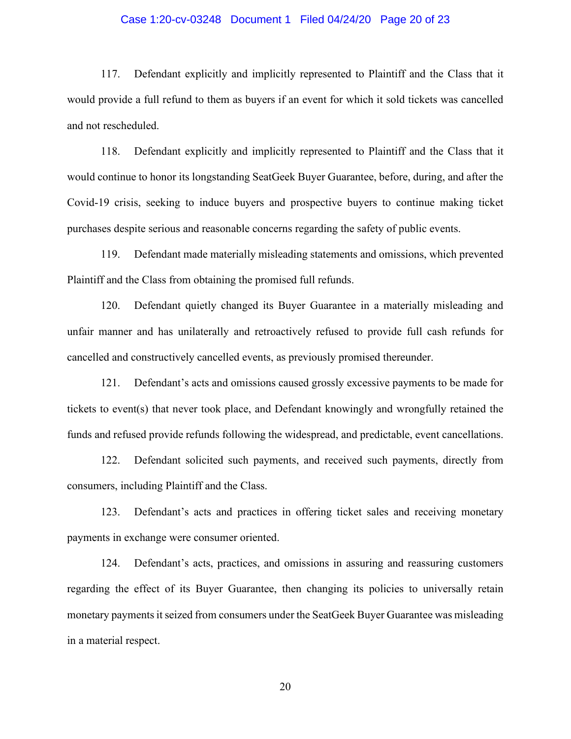117. Defendant explicitly and implicitly represented to Plaintiff and the Class that it would provide a full refund to them as buyers if an event for which it sold tickets was cancelled and not rescheduled.

118. Defendant explicitly and implicitly represented to Plaintiff and the Class that it would continue to honor its longstanding SeatGeek Buyer Guarantee, before, during, and after the Covid-19 crisis, seeking to induce buyers and prospective buyers to continue making ticket purchases despite serious and reasonable concerns regarding the safety of public events.

119. Defendant made materially misleading statements and omissions, which prevented Plaintiff and the Class from obtaining the promised full refunds.

120. Defendant quietly changed its Buyer Guarantee in a materially misleading and unfair manner and has unilaterally and retroactively refused to provide full cash refunds for cancelled and constructively cancelled events, as previously promised thereunder.

121. Defendant's acts and omissions caused grossly excessive payments to be made for tickets to event(s) that never took place, and Defendant knowingly and wrongfully retained the funds and refused provide refunds following the widespread, and predictable, event cancellations.

122. Defendant solicited such payments, and received such payments, directly from consumers, including Plaintiff and the Class.

123. Defendant's acts and practices in offering ticket sales and receiving monetary payments in exchange were consumer oriented.

124. Defendant's acts, practices, and omissions in assuring and reassuring customers regarding the effect of its Buyer Guarantee, then changing its policies to universally retain monetary payments it seized from consumers under the SeatGeek Buyer Guarantee was misleading in a material respect.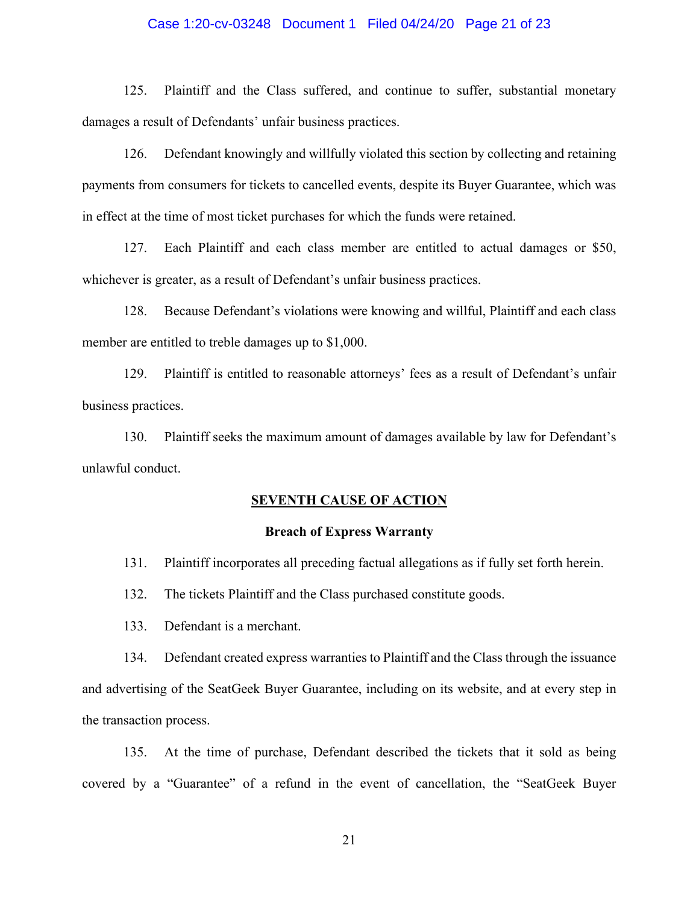125. Plaintiff and the Class suffered, and continue to suffer, substantial monetary damages a result of Defendants' unfair business practices.

126. Defendant knowingly and willfully violated this section by collecting and retaining payments from consumers for tickets to cancelled events, despite its Buyer Guarantee, which was in effect at the time of most ticket purchases for which the funds were retained.

127. Each Plaintiff and each class member are entitled to actual damages or $50, whichever is greater, as a result of Defendant's unfair business practices.

128. Because Defendant's violations were knowing and willful, Plaintiff and each class member are entitled to treble damages up to $1,000.

129. Plaintiff is entitled to reasonable attorneys' fees as a result of Defendant's unfair business practices.

130. Plaintiff seeks the maximum amount of damages available by law for Defendant's unlawful conduct.

## SEVENTH CAUSE OF ACTION

### Breach of Express Warranty

131. Plaintiff incorporates all preceding factual allegations as if fully set forth herein.

132. The tickets Plaintiff and the Class purchased constitute goods.

133. Defendant is a merchant.

134. Defendant created express warranties to Plaintiff and the Class through the issuance and advertising of the SeatGeek Buyer Guarantee, including on its website, and at every step in the transaction process.

135. At the time of purchase, Defendant described the tickets that it sold as being covered by a "Guarantee" of a refund in the event of cancellation, the "SeatGeek Buyer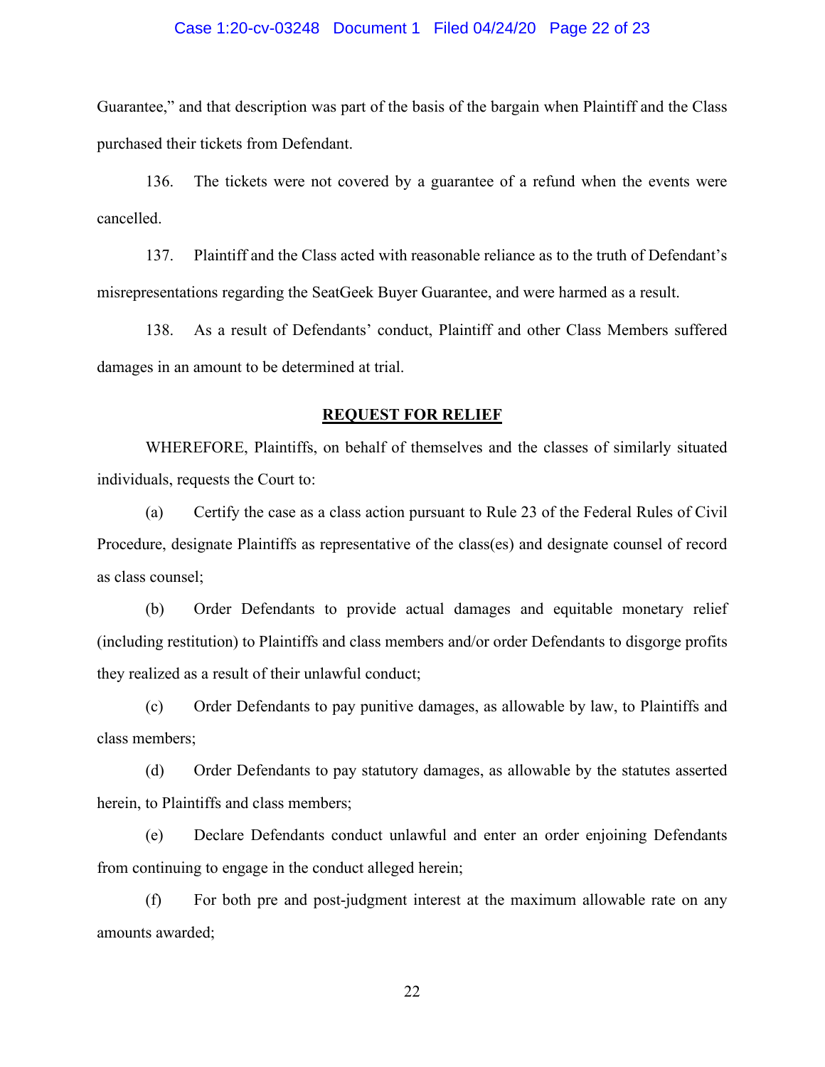Guarantee," and that description was part of the basis of the bargain when Plaintiff and the Class purchased their tickets from Defendant.

136. The tickets were not covered by a guarantee of a refund when the events were cancelled.

137. Plaintiff and the Class acted with reasonable reliance as to the truth of Defendant's misrepresentations regarding the SeatGeek Buyer Guarantee, and were harmed as a result.

138. As a result of Defendants' conduct, Plaintiff and other Class Members suffered damages in an amount to be determined at trial.

## REQUEST FOR RELIEF

WHEREFORE, Plaintiffs, on behalf of themselves and the classes of similarly situated individuals, requests the Court to:

(a) Certify the case as a class action pursuant to Rule 23 of the Federal Rules of Civil Procedure, designate Plaintiffs as representative of the class(es) and designate counsel of record as class counsel;

(b) Order Defendants to provide actual damages and equitable monetary relief (including restitution) to Plaintiffs and class members and/or order Defendants to disgorge profits they realized as a result of their unlawful conduct;

(c) Order Defendants to pay punitive damages, as allowable by law, to Plaintiffs and class members;

(d) Order Defendants to pay statutory damages, as allowable by the statutes asserted herein, to Plaintiffs and class members;

(e) Declare Defendants conduct unlawful and enter an order enjoining Defendants from continuing to engage in the conduct alleged herein;

(f) For both pre and post-judgment interest at the maximum allowable rate on any amounts awarded;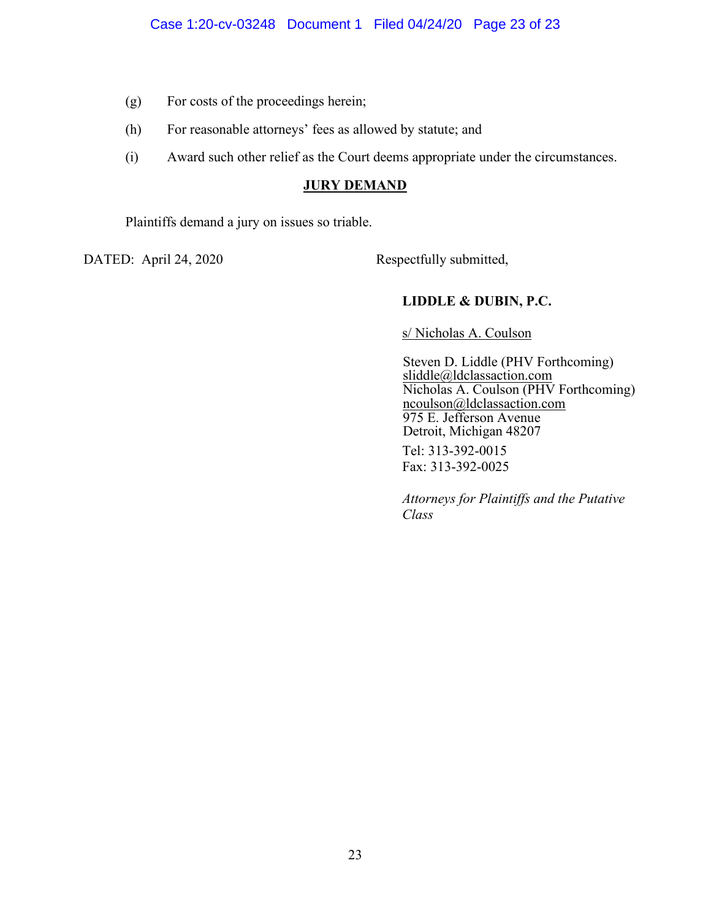(g) For costs of the proceedings herein;

(h) For reasonable attorneys' fees as allowed by statute; and

(i) Award such other relief as the Court deems appropriate under the circumstances.

## JURY DEMAND

Plaintiffs demand a jury on issues so triable.

DATED: April 24, 2020

Respectfully submitted,

**LIDDLE & DUBIN, P.C.**

s/ Nicholas A. Coulson

Steven D. Liddle (PHV Forthcoming)
sliddle@ldclassaction.com
Nicholas A. Coulson (PHV Forthcoming)
ncoulson@ldclassaction.com
975 E. Jefferson Avenue
Detroit, Michigan 48207
Tel: 313-392-0015
Fax: 313-392-0025

*Attorneys for Plaintiffs and the Putative Class*